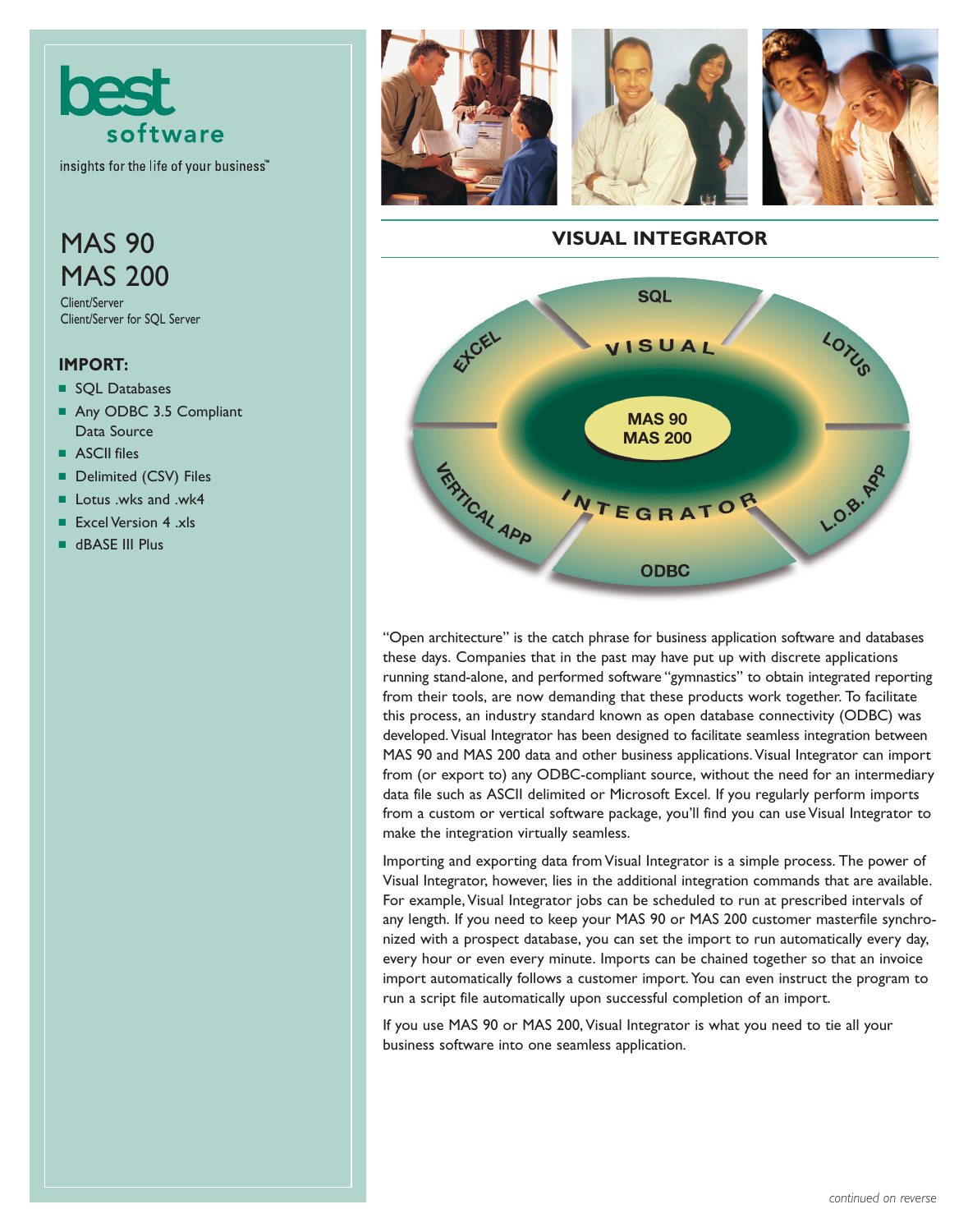best software

insights for the life of your business™

# MAS 90
# MAS 200

Client/Server
Client/Server for SQL Server

### IMPORT:

- SQL Databases
- Any ODBC 3.5 Compliant Data Source
- ASCII files
- Delimited (CSV) Files
- Lotus .wks and .wk4
- Excel Version 4 .xls
- dBASE III Plus

## VISUAL INTEGRATOR

"Open architecture" is the catch phrase for business application software and databases these days. Companies that in the past may have put up with discrete applications running stand-alone, and performed software "gymnastics" to obtain integrated reporting from their tools, are now demanding that these products work together. To facilitate this process, an industry standard known as open database connectivity (ODBC) was developed. Visual Integrator has been designed to facilitate seamless integration between MAS 90 and MAS 200 data and other business applications. Visual Integrator can import from (or export to) any ODBC-compliant source, without the need for an intermediary data file such as ASCII delimited or Microsoft Excel. If you regularly perform imports from a custom or vertical software package, you'll find you can use Visual Integrator to make the integration virtually seamless.

Importing and exporting data from Visual Integrator is a simple process. The power of Visual Integrator, however, lies in the additional integration commands that are available. For example, Visual Integrator jobs can be scheduled to run at prescribed intervals of any length. If you need to keep your MAS 90 or MAS 200 customer masterfile synchronized with a prospect database, you can set the import to run automatically every day, every hour or even every minute. Imports can be chained together so that an invoice import automatically follows a customer import. You can even instruct the program to run a script file automatically upon successful completion of an import.

If you use MAS 90 or MAS 200, Visual Integrator is what you need to tie all your business software into one seamless application.

*continued on reverse*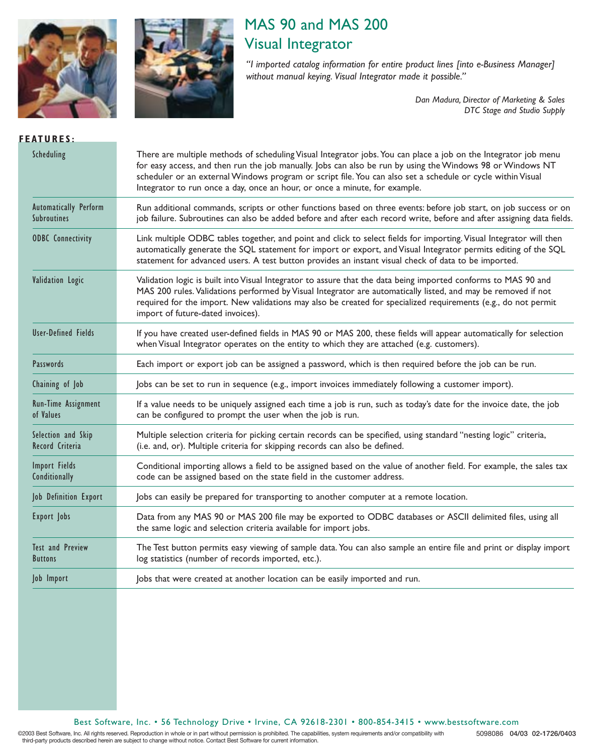# MAS 90 and MAS 200 Visual Integrator

*"I imported catalog information for entire product lines [into e-Business Manager] without manual keying. Visual Integrator made it possible."*

*Dan Madura, Director of Marketing & Sales*
*DTC Stage and Studio Supply*

**FEATURES:**

| | |
|---|---|
| Scheduling | There are multiple methods of scheduling Visual Integrator jobs. You can place a job on the Integrator job menu for easy access, and then run the job manually. Jobs can also be run by using the Windows 98 or Windows NT scheduler or an external Windows program or script file. You can also set a schedule or cycle within Visual Integrator to run once a day, once an hour, or once a minute, for example. |
| Automatically Perform Subroutines | Run additional commands, scripts or other functions based on three events: before job start, on job success or on job failure. Subroutines can also be added before and after each record write, before and after assigning data fields. |
| ODBC Connectivity | Link multiple ODBC tables together, and point and click to select fields for importing. Visual Integrator will then automatically generate the SQL statement for import or export, and Visual Integrator permits editing of the SQL statement for advanced users. A test button provides an instant visual check of data to be imported. |
| Validation Logic | Validation logic is built into Visual Integrator to assure that the data being imported conforms to MAS 90 and MAS 200 rules. Validations performed by Visual Integrator are automatically listed, and may be removed if not required for the import. New validations may also be created for specialized requirements (e.g., do not permit import of future-dated invoices). |
| User-Defined Fields | If you have created user-defined fields in MAS 90 or MAS 200, these fields will appear automatically for selection when Visual Integrator operates on the entity to which they are attached (e.g. customers). |
| Passwords | Each import or export job can be assigned a password, which is then required before the job can be run. |
| Chaining of Job | Jobs can be set to run in sequence (e.g., import invoices immediately following a customer import). |
| Run-Time Assignment of Values | If a value needs to be uniquely assigned each time a job is run, such as today's date for the invoice date, the job can be configured to prompt the user when the job is run. |
| Selection and Skip Record Criteria | Multiple selection criteria for picking certain records can be specified, using standard "nesting logic" criteria, (i.e. and, or). Multiple criteria for skipping records can also be defined. |
| Import Fields Conditionally | Conditional importing allows a field to be assigned based on the value of another field. For example, the sales tax code can be assigned based on the state field in the customer address. |
| Job Definition Export | Jobs can easily be prepared for transporting to another computer at a remote location. |
| Export Jobs | Data from any MAS 90 or MAS 200 file may be exported to ODBC databases or ASCII delimited files, using all the same logic and selection criteria available for import jobs. |
| Test and Preview Buttons | The Test button permits easy viewing of sample data. You can also sample an entire file and print or display import log statistics (number of records imported, etc.). |
| Job Import | Jobs that were created at another location can be easily imported and run. |

Best Software, Inc. • 56 Technology Drive • Irvine, CA 92618-2301 • 800-854-3415 • www.bestsoftware.com

©2003 Best Software, Inc. All rights reserved. Reproduction in whole or in part without permission is prohibited. The capabilities, system requirements and/or compatibility with third-party products described herein are subject to change without notice. Contact Best Software for current information.

5098086 04/03 02-1726/0403